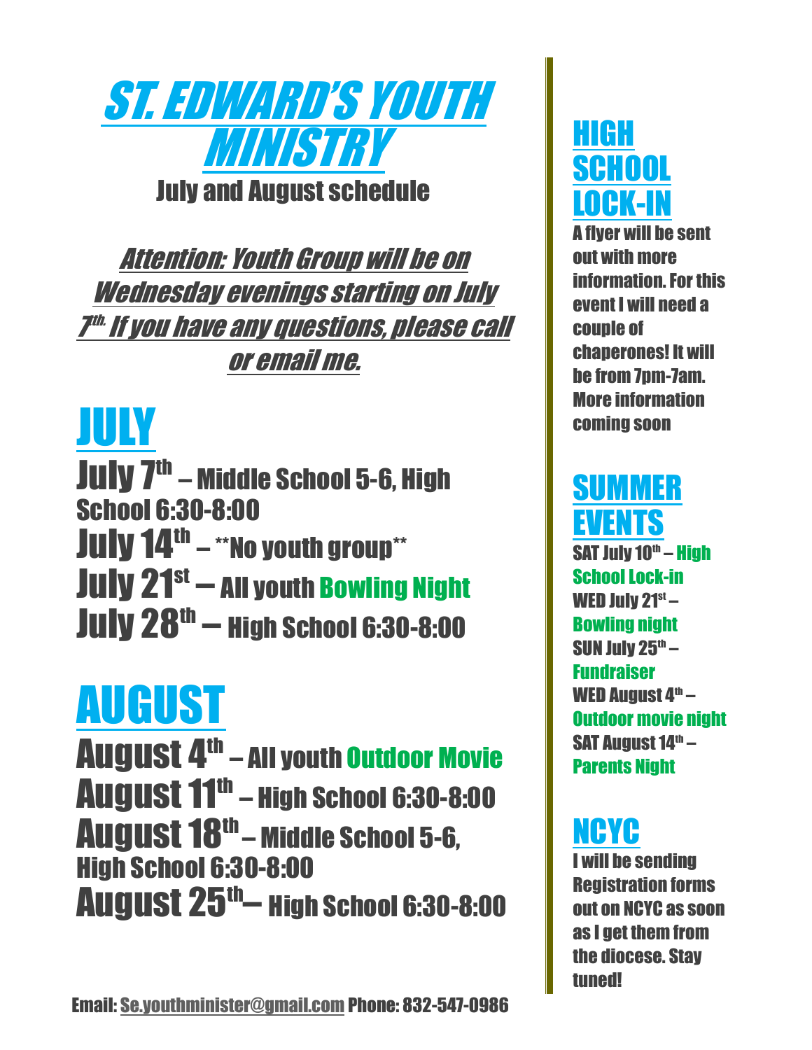# ST. EDWARD'S YOUTH MINISTRY

July and August schedule

***Attention: Youth Group will be on Wednesday evenings starting on July 7th. If you have any questions, please call or email me.***

## JULY

**July 7th** – Middle School 5-6, High School 6:30-8:00

**July 14th** – **No youth group**

**July 21st** – All youth Bowling Night

**July 28th** – High School 6:30-8:00

## AUGUST

**August 4th** – All youth Outdoor Movie

**August 11th** – High School 6:30-8:00

**August 18th** – Middle School 5-6, High School 6:30-8:00

**August 25th** – High School 6:30-8:00

## HIGH SCHOOL LOCK-IN

A flyer will be sent out with more information. For this event I will need a couple of chaperones! It will be from 7pm-7am. More information coming soon

## SUMMER EVENTS

SAT July 10th – High School Lock-in

WED July 21st – Bowling night

SUN July 25th – Fundraiser

WED August 4th – Outdoor movie night

SAT August 14th – Parents Night

## NCYC

I will be sending Registration forms out on NCYC as soon as I get them from the diocese. Stay tuned!

Email: Se.youthminister@gmail.com Phone: 832-547-0986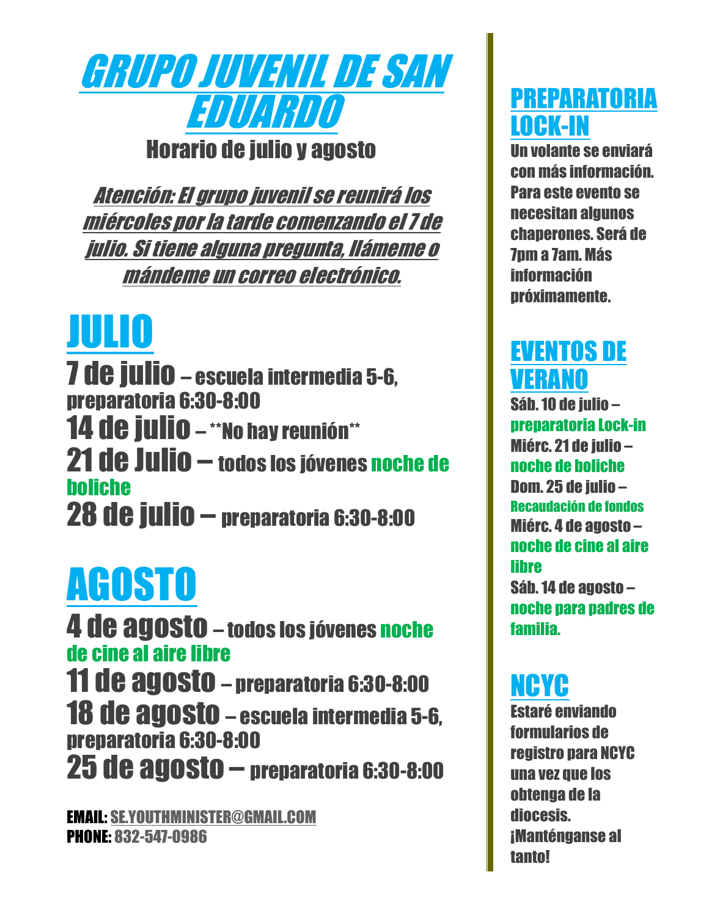# GRUPO JUVENIL DE SAN EDUARDO

Horario de julio y agosto

***Atención: El grupo juvenil se reunirá los miércoles por la tarde comenzando el 7 de julio. Si tiene alguna pregunta, llámeme o mándeme un correo electrónico.***

## JULIO

**7 de julio** – escuela intermedia 5-6, preparatoria 6:30-8:00

**14 de julio** – **No hay reunión**

**21 de Julio** – todos los jóvenes noche de boliche

**28 de julio** – preparatoria 6:30-8:00

## AGOSTO

**4 de agosto** – todos los jóvenes noche de cine al aire libre

**11 de agosto** – preparatoria 6:30-8:00

**18 de agosto** – escuela intermedia 5-6, preparatoria 6:30-8:00

**25 de agosto** – preparatoria 6:30-8:00

**EMAIL:** SE.YOUTHMINISTER@GMAIL.COM
**PHONE:** 832-547-0986

## PREPARATORIA LOCK-IN

Un volante se enviará con más información. Para este evento se necesitan algunos chaperones. Será de 7pm a 7am. Más información próximamente.

## EVENTOS DE VERANO

Sáb. 10 de julio – preparatoria Lock-in
Miérc. 21 de julio – noche de boliche
Dom. 25 de julio – Recaudación de fondos
Miérc. 4 de agosto – noche de cine al aire libre
Sáb. 14 de agosto – noche para padres de familia.

## NCYC

Estaré enviando formularios de registro para NCYC una vez que los obtenga de la diocesis. ¡Manténganse al tanto!